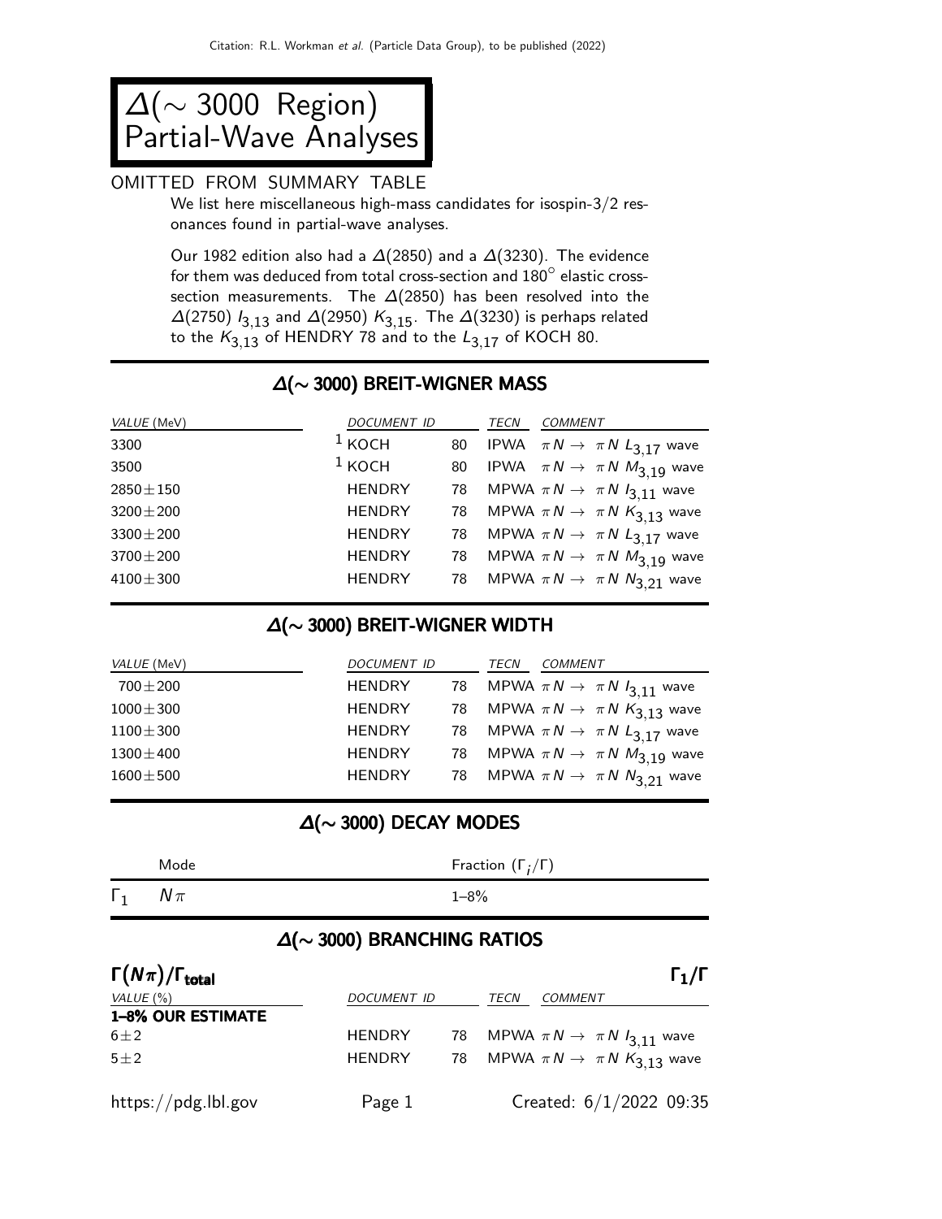# $\Delta(\sim 3000$ Region) Partial-Wave Analyses

OMITTED FROM SUMMARY TABLE

We list here miscellaneous high-mass candidates for isospin-3/2 resonances found in partial-wave analyses.

Our 1982 edition also had a $\Delta(2850)$ and a $\Delta(3230)$. The evidence for them was deduced from total cross-section and 180° elastic cross-section measurements. The $\Delta(2850)$ has been resolved into the $\Delta(2750)$ $I_{3,13}$ and $\Delta(2950)$ $K_{3,15}$. The $\Delta(3230)$ is perhaps related to the $K_{3,13}$ of HENDRY 78 and to the $L_{3,17}$ of KOCH 80.

## $\Delta(\sim 3000)$ BREIT-WIGNER MASS

| VALUE (MeV) | DOCUMENT ID | | TECN | COMMENT |
|---|---|---|---|---|
| 3300 | [1] KOCH | 80 | IPWA | $\pi N \to \pi N$ $L_{3,17}$ wave |
| 3500 | [1] KOCH | 80 | IPWA | $\pi N \to \pi N$ $M_{3,19}$ wave |
| 2850±150 | HENDRY | 78 | MPWA | $\pi N \to \pi N$ $I_{3,11}$ wave |
| 3200±200 | HENDRY | 78 | MPWA | $\pi N \to \pi N$ $K_{3,13}$ wave |
| 3300±200 | HENDRY | 78 | MPWA | $\pi N \to \pi N$ $L_{3,17}$ wave |
| 3700±200 | HENDRY | 78 | MPWA | $\pi N \to \pi N$ $M_{3,19}$ wave |
| 4100±300 | HENDRY | 78 | MPWA | $\pi N \to \pi N$ $N_{3,21}$ wave |

## $\Delta(\sim 3000)$ BREIT-WIGNER WIDTH

| VALUE (MeV) | DOCUMENT ID | | TECN | COMMENT |
|---|---|---|---|---|
| 700±200 | HENDRY | 78 | MPWA | $\pi N \to \pi N$ $I_{3,11}$ wave |
| 1000±300 | HENDRY | 78 | MPWA | $\pi N \to \pi N$ $K_{3,13}$ wave |
| 1100±300 | HENDRY | 78 | MPWA | $\pi N \to \pi N$ $L_{3,17}$ wave |
| 1300±400 | HENDRY | 78 | MPWA | $\pi N \to \pi N$ $M_{3,19}$ wave |
| 1600±500 | HENDRY | 78 | MPWA | $\pi N \to \pi N$ $N_{3,21}$ wave |

## $\Delta(\sim 3000)$ DECAY MODES

| | Mode | Fraction ($\Gamma_i/\Gamma$) |
|---|---|---|
| $\Gamma_1$ | $N\pi$ | 1–8% |

## $\Delta(\sim 3000)$ BRANCHING RATIOS

**$\Gamma(N\pi)/\Gamma_{\text{total}}$** $\Gamma_1/\Gamma$

| VALUE (%) | DOCUMENT ID | | TECN | COMMENT |
|---|---|---|---|---|
| **1–8% OUR ESTIMATE** | | | | |
| 6±2 | HENDRY | 78 | MPWA | $\pi N \to \pi N$ $I_{3,11}$ wave |
| 5±2 | HENDRY | 78 | MPWA | $\pi N \to \pi N$ $K_{3,13}$ wave |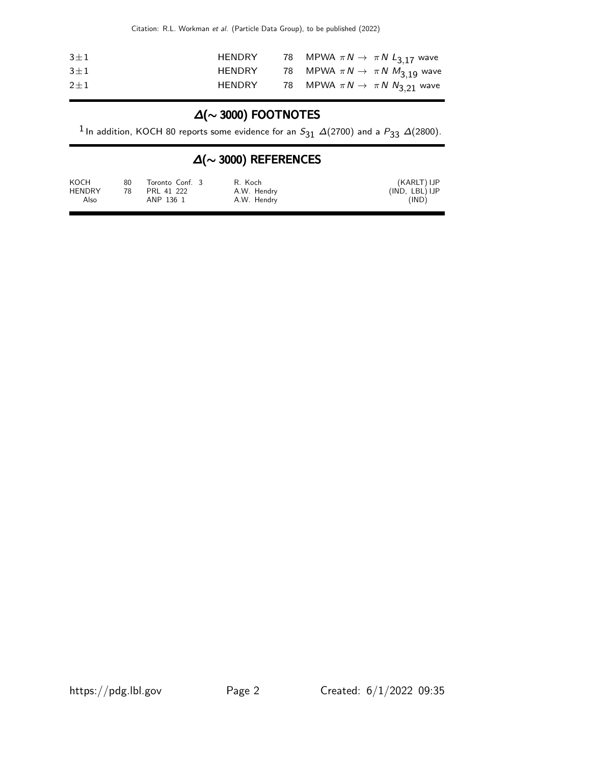| | | | |
|---|---|---|---|
| $3\pm1$ | HENDRY | 78 | MPWA $\pi N \rightarrow \pi N$ $L_{3,17}$ wave |
| $3\pm1$ | HENDRY | 78 | MPWA $\pi N \rightarrow \pi N$ $M_{3,19}$ wave |
| $2\pm1$ | HENDRY | 78 | MPWA $\pi N \rightarrow \pi N$ $N_{3,21}$ wave |

## $\Delta(\sim 3000)$ FOOTNOTES

[1] In addition, KOCH 80 reports some evidence for an $S_{31}$ $\Delta(2700)$ and a $P_{33}$ $\Delta(2800)$.

## $\Delta(\sim 3000)$ REFERENCES

| | | | | |
|---|---|---|---|---|
| KOCH | 80 | Toronto Conf. 3 | R. Koch | (KARLT) IJP |
| HENDRY | 78 | PRL 41 222 | A.W. Hendry | (IND, LBL) IJP |
| Also | | ANP 136 1 | A.W. Hendry | (IND) |